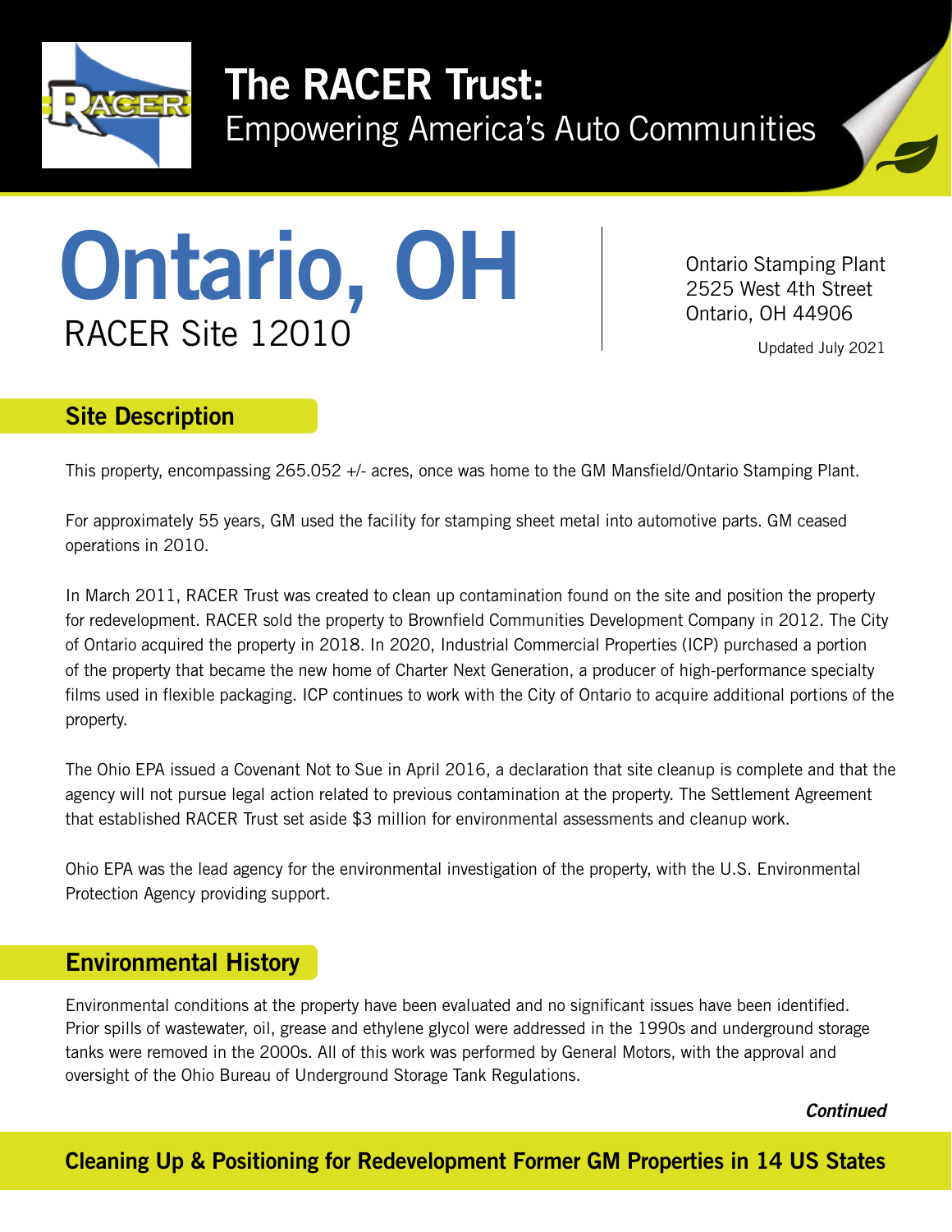# The RACER Trust:
Empowering America's Auto Communities

# Ontario, OH
RACER Site 12010

Ontario Stamping Plant
2525 West 4th Street
Ontario, OH 44906

Updated July 2021

## Site Description

This property, encompassing 265.052 +/- acres, once was home to the GM Mansfield/Ontario Stamping Plant.

For approximately 55 years, GM used the facility for stamping sheet metal into automotive parts. GM ceased operations in 2010.

In March 2011, RACER Trust was created to clean up contamination found on the site and position the property for redevelopment. RACER sold the property to Brownfield Communities Development Company in 2012. The City of Ontario acquired the property in 2018. In 2020, Industrial Commercial Properties (ICP) purchased a portion of the property that became the new home of Charter Next Generation, a producer of high-performance specialty films used in flexible packaging. ICP continues to work with the City of Ontario to acquire additional portions of the property.

The Ohio EPA issued a Covenant Not to Sue in April 2016, a declaration that site cleanup is complete and that the agency will not pursue legal action related to previous contamination at the property. The Settlement Agreement that established RACER Trust set aside $3 million for environmental assessments and cleanup work.

Ohio EPA was the lead agency for the environmental investigation of the property, with the U.S. Environmental Protection Agency providing support.

## Environmental History

Environmental conditions at the property have been evaluated and no significant issues have been identified. Prior spills of wastewater, oil, grease and ethylene glycol were addressed in the 1990s and underground storage tanks were removed in the 2000s. All of this work was performed by General Motors, with the approval and oversight of the Ohio Bureau of Underground Storage Tank Regulations.

***Continued***

**Cleaning Up & Positioning for Redevelopment Former GM Properties in 14 US States**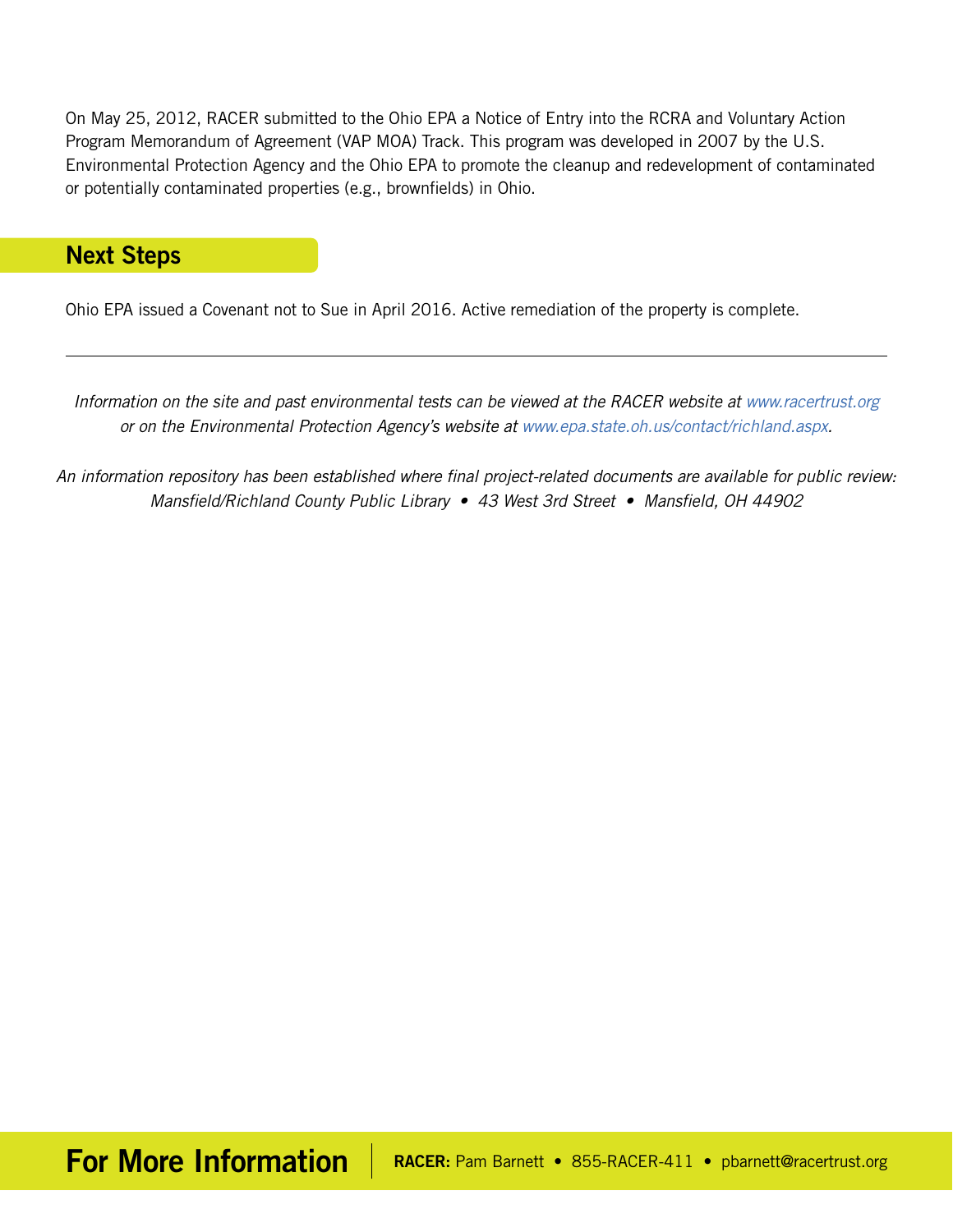On May 25, 2012, RACER submitted to the Ohio EPA a Notice of Entry into the RCRA and Voluntary Action Program Memorandum of Agreement (VAP MOA) Track. This program was developed in 2007 by the U.S. Environmental Protection Agency and the Ohio EPA to promote the cleanup and redevelopment of contaminated or potentially contaminated properties (e.g., brownfields) in Ohio.

## Next Steps

Ohio EPA issued a Covenant not to Sue in April 2016. Active remediation of the property is complete.

---

*Information on the site and past environmental tests can be viewed at the RACER website at www.racertrust.org or on the Environmental Protection Agency's website at www.epa.state.oh.us/contact/richland.aspx.*

*An information repository has been established where final project-related documents are available for public review: Mansfield/Richland County Public Library • 43 West 3rd Street • Mansfield, OH 44902*

## For More Information

**RACER:** Pam Barnett • 855-RACER-411 • pbarnett@racertrust.org